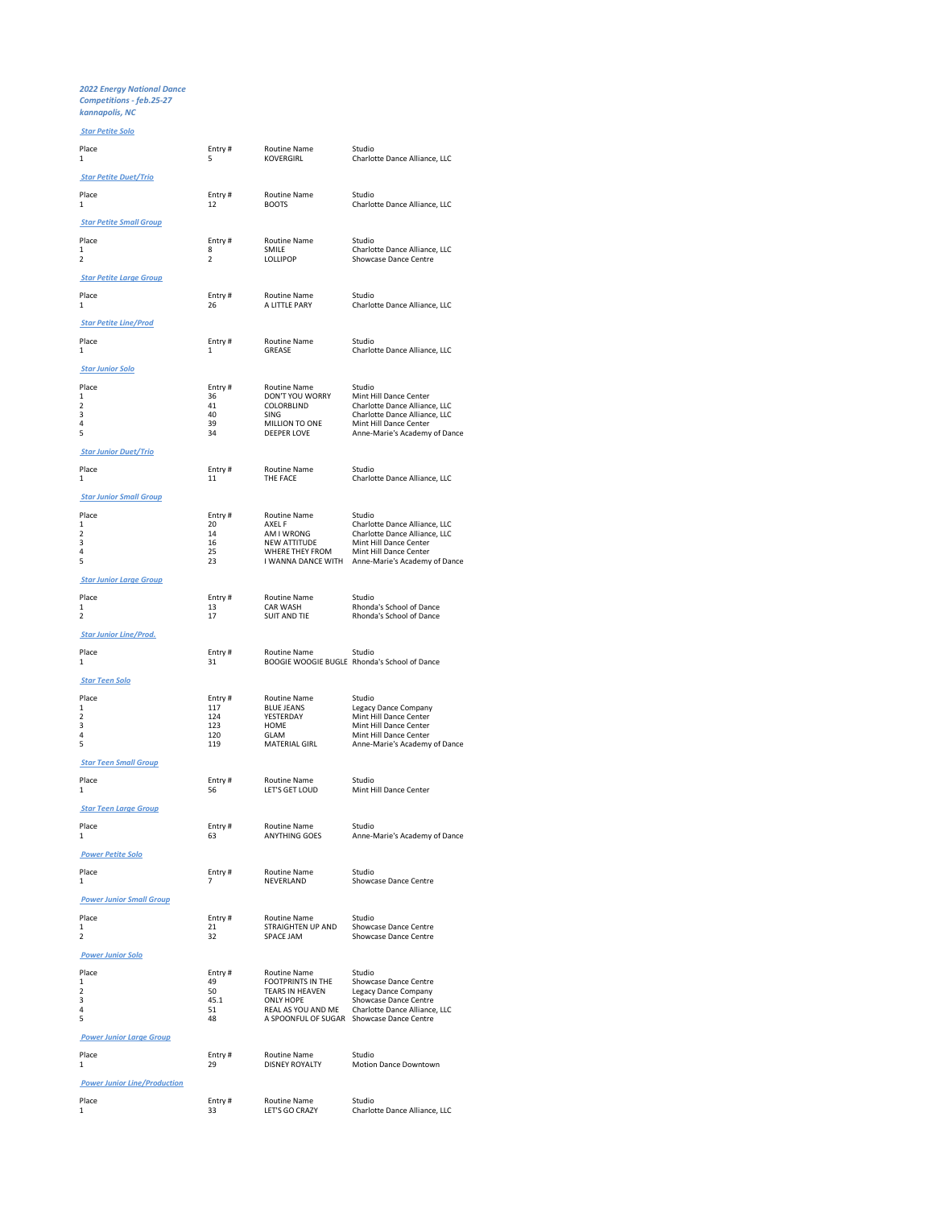*2022 Energy National Dance Competitions - feb.25-27*
*kannapolis, NC*

***Star Petite Solo***

| Place | Entry # | Routine Name | Studio |
|---|---|---|---|
| 1 | 5 | KOVERGIRL | Charlotte Dance Alliance, LLC |

***Star Petite Duet/Trio***

| Place | Entry # | Routine Name | Studio |
|---|---|---|---|
| 1 | 12 | BOOTS | Charlotte Dance Alliance, LLC |

***Star Petite Small Group***

| Place | Entry # | Routine Name | Studio |
|---|---|---|---|
| 1 | 8 | SMILE | Charlotte Dance Alliance, LLC |
| 2 | 2 | LOLLIPOP | Showcase Dance Centre |

***Star Petite Large Group***

| Place | Entry # | Routine Name | Studio |
|---|---|---|---|
| 1 | 26 | A LITTLE PARY | Charlotte Dance Alliance, LLC |

***Star Petite Line/Prod***

| Place | Entry # | Routine Name | Studio |
|---|---|---|---|
| 1 | 1 | GREASE | Charlotte Dance Alliance, LLC |

***Star Junior Solo***

| Place | Entry # | Routine Name | Studio |
|---|---|---|---|
| 1 | 36 | DON'T YOU WORRY | Mint Hill Dance Center |
| 2 | 41 | COLORBLIND | Charlotte Dance Alliance, LLC |
| 3 | 40 | SING | Charlotte Dance Alliance, LLC |
| 4 | 39 | MILLION TO ONE | Mint Hill Dance Center |
| 5 | 34 | DEEPER LOVE | Anne-Marie's Academy of Dance |

***Star Junior Duet/Trio***

| Place | Entry # | Routine Name | Studio |
|---|---|---|---|
| 1 | 11 | THE FACE | Charlotte Dance Alliance, LLC |

***Star Junior Small Group***

| Place | Entry # | Routine Name | Studio |
|---|---|---|---|
| 1 | 20 | AXEL F | Charlotte Dance Alliance, LLC |
| 2 | 14 | AM I WRONG | Charlotte Dance Alliance, LLC |
| 3 | 16 | NEW ATTITUDE | Mint Hill Dance Center |
| 4 | 25 | WHERE THEY FROM | Mint Hill Dance Center |
| 5 | 23 | I WANNA DANCE WITH | Anne-Marie's Academy of Dance |

***Star Junior Large Group***

| Place | Entry # | Routine Name | Studio |
|---|---|---|---|
| 1 | 13 | CAR WASH | Rhonda's School of Dance |
| 2 | 17 | SUIT AND TIE | Rhonda's School of Dance |

***Star Junior Line/Prod.***

| Place | Entry # | Routine Name | Studio |
|---|---|---|---|
| 1 | 31 | BOOGIE WOOGIE BUGLE | Rhonda's School of Dance |

***Star Teen Solo***

| Place | Entry # | Routine Name | Studio |
|---|---|---|---|
| 1 | 117 | BLUE JEANS | Legacy Dance Company |
| 2 | 124 | YESTERDAY | Mint Hill Dance Center |
| 3 | 123 | HOME | Mint Hill Dance Center |
| 4 | 120 | GLAM | Mint Hill Dance Center |
| 5 | 119 | MATERIAL GIRL | Anne-Marie's Academy of Dance |

***Star Teen Small Group***

| Place | Entry # | Routine Name | Studio |
|---|---|---|---|
| 1 | 56 | LET'S GET LOUD | Mint Hill Dance Center |

***Star Teen Large Group***

| Place | Entry # | Routine Name | Studio |
|---|---|---|---|
| 1 | 63 | ANYTHING GOES | Anne-Marie's Academy of Dance |

***Power Petite Solo***

| Place | Entry # | Routine Name | Studio |
|---|---|---|---|
| 1 | 7 | NEVERLAND | Showcase Dance Centre |

***Power Junior Small Group***

| Place | Entry # | Routine Name | Studio |
|---|---|---|---|
| 1 | 21 | STRAIGHTEN UP AND | Showcase Dance Centre |
| 2 | 32 | SPACE JAM | Showcase Dance Centre |

***Power Junior Solo***

| Place | Entry # | Routine Name | Studio |
|---|---|---|---|
| 1 | 49 | FOOTPRINTS IN THE | Showcase Dance Centre |
| 2 | 50 | TEARS IN HEAVEN | Legacy Dance Company |
| 3 | 45.1 | ONLY HOPE | Showcase Dance Centre |
| 4 | 51 | REAL AS YOU AND ME | Charlotte Dance Alliance, LLC |
| 5 | 48 | A SPOONFUL OF SUGAR | Showcase Dance Centre |

***Power Junior Large Group***

| Place | Entry # | Routine Name | Studio |
|---|---|---|---|
| 1 | 29 | DISNEY ROYALTY | Motion Dance Downtown |

***Power Junior Line/Production***

| Place | Entry # | Routine Name | Studio |
|---|---|---|---|
| 1 | 33 | LET'S GO CRAZY | Charlotte Dance Alliance, LLC |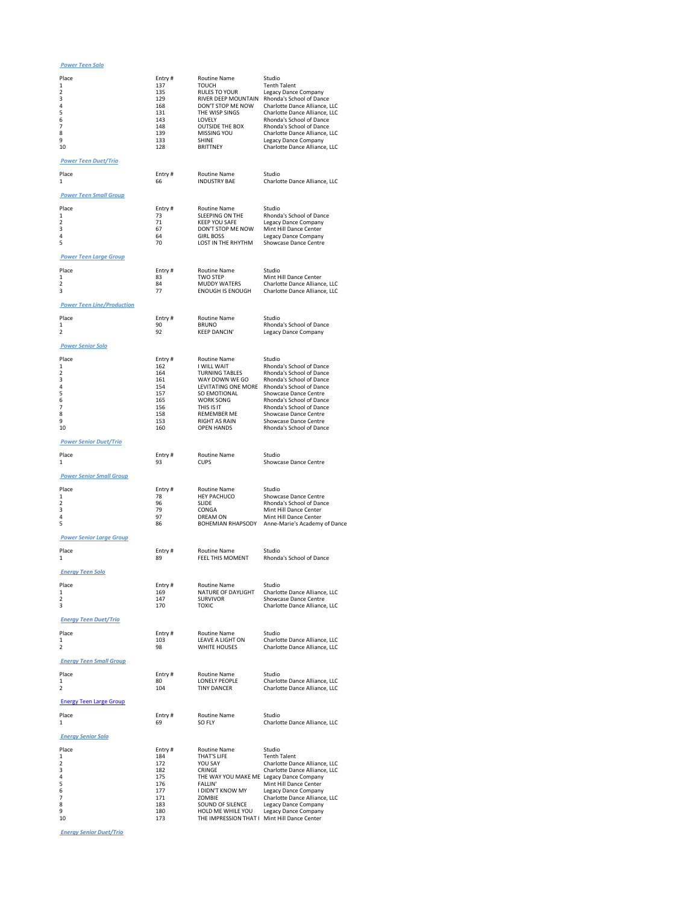**Power Teen Solo**

| Place | Entry # | Routine Name | Studio |
|---|---|---|---|
| 1 | 137 | TOUCH | Tenth Talent |
| 2 | 135 | RULES TO YOUR | Legacy Dance Company |
| 3 | 129 | RIVER DEEP MOUNTAIN | Rhonda's School of Dance |
| 4 | 168 | DON'T STOP ME NOW | Charlotte Dance Alliance, LLC |
| 5 | 131 | THE WISP SINGS | Charlotte Dance Alliance, LLC |
| 6 | 143 | LOVELY | Rhonda's School of Dance |
| 7 | 148 | OUTSIDE THE BOX | Rhonda's School of Dance |
| 8 | 139 | MISSING YOU | Charlotte Dance Alliance, LLC |
| 9 | 133 | SHINE | Legacy Dance Company |
| 10 | 128 | BRITTNEY | Charlotte Dance Alliance, LLC |

**Power Teen Duet/Trio**

| Place | Entry # | Routine Name | Studio |
|---|---|---|---|
| 1 | 66 | INDUSTRY BAE | Charlotte Dance Alliance, LLC |

**Power Teen Small Group**

| Place | Entry # | Routine Name | Studio |
|---|---|---|---|
| 1 | 73 | SLEEPING ON THE | Rhonda's School of Dance |
| 2 | 71 | KEEP YOU SAFE | Legacy Dance Company |
| 3 | 67 | DON'T STOP ME NOW | Mint Hill Dance Center |
| 4 | 64 | GIRL BOSS | Legacy Dance Company |
| 5 | 70 | LOST IN THE RHYTHM | Showcase Dance Centre |

**Power Teen Large Group**

| Place | Entry # | Routine Name | Studio |
|---|---|---|---|
| 1 | 83 | TWO STEP | Mint Hill Dance Center |
| 2 | 84 | MUDDY WATERS | Charlotte Dance Alliance, LLC |
| 3 | 77 | ENOUGH IS ENOUGH | Charlotte Dance Alliance, LLC |

**Power Teen Line/Production**

| Place | Entry # | Routine Name | Studio |
|---|---|---|---|
| 1 | 90 | BRUNO | Rhonda's School of Dance |
| 2 | 92 | KEEP DANCIN' | Legacy Dance Company |

**Power Senior Solo**

| Place | Entry # | Routine Name | Studio |
|---|---|---|---|
| 1 | 162 | I WILL WAIT | Rhonda's School of Dance |
| 2 | 164 | TURNING TABLES | Rhonda's School of Dance |
| 3 | 161 | WAY DOWN WE GO | Rhonda's School of Dance |
| 4 | 154 | LEVITATING ONE MORE | Rhonda's School of Dance |
| 5 | 157 | SO EMOTIONAL | Showcase Dance Centre |
| 6 | 165 | WORK SONG | Rhonda's School of Dance |
| 7 | 156 | THIS IS IT | Rhonda's School of Dance |
| 8 | 158 | REMEMBER ME | Showcase Dance Centre |
| 9 | 153 | RIGHT AS RAIN | Showcase Dance Centre |
| 10 | 160 | OPEN HANDS | Rhonda's School of Dance |

**Power Senior Duet/Trio**

| Place | Entry # | Routine Name | Studio |
|---|---|---|---|
| 1 | 93 | CUPS | Showcase Dance Centre |

**Power Senior Small Group**

| Place | Entry # | Routine Name | Studio |
|---|---|---|---|
| 1 | 78 | HEY PACHUCO | Showcase Dance Centre |
| 2 | 96 | SLIDE | Rhonda's School of Dance |
| 3 | 79 | CONGA | Mint Hill Dance Center |
| 4 | 97 | DREAM ON | Mint Hill Dance Center |
| 5 | 86 | BOHEMIAN RHAPSODY | Anne-Marie's Academy of Dance |

**Power Senior Large Group**

| Place | Entry # | Routine Name | Studio |
|---|---|---|---|
| 1 | 89 | FEEL THIS MOMENT | Rhonda's School of Dance |

**Energy Teen Solo**

| Place | Entry # | Routine Name | Studio |
|---|---|---|---|
| 1 | 169 | NATURE OF DAYLIGHT | Charlotte Dance Alliance, LLC |
| 2 | 147 | SURVIVOR | Showcase Dance Centre |
| 3 | 170 | TOXIC | Charlotte Dance Alliance, LLC |

**Energy Teen Duet/Trio**

| Place | Entry # | Routine Name | Studio |
|---|---|---|---|
| 1 | 103 | LEAVE A LIGHT ON | Charlotte Dance Alliance, LLC |
| 2 | 98 | WHITE HOUSES | Charlotte Dance Alliance, LLC |

**Energy Teen Small Group**

| Place | Entry # | Routine Name | Studio |
|---|---|---|---|
| 1 | 80 | LONELY PEOPLE | Charlotte Dance Alliance, LLC |
| 2 | 104 | TINY DANCER | Charlotte Dance Alliance, LLC |

**Energy Teen Large Group**

| Place | Entry # | Routine Name | Studio |
|---|---|---|---|
| 1 | 69 | SO FLY | Charlotte Dance Alliance, LLC |

**Energy Senior Solo**

| Place | Entry # | Routine Name | Studio |
|---|---|---|---|
| 1 | 184 | THAT'S LIFE | Tenth Talent |
| 2 | 172 | YOU SAY | Charlotte Dance Alliance, LLC |
| 3 | 182 | CRINGE | Charlotte Dance Alliance, LLC |
| 4 | 175 | THE WAY YOU MAKE ME | Legacy Dance Company |
| 5 | 176 | FALLIN' | Mint Hill Dance Center |
| 6 | 177 | I DIDN'T KNOW MY | Legacy Dance Company |
| 7 | 171 | ZOMBIE | Charlotte Dance Alliance, LLC |
| 8 | 183 | SOUND OF SILENCE | Legacy Dance Company |
| 9 | 180 | HOLD ME WHILE YOU | Legacy Dance Company |
| 10 | 173 | THE IMPRESSION THAT I | Mint Hill Dance Center |

**Energy Senior Duet/Trio**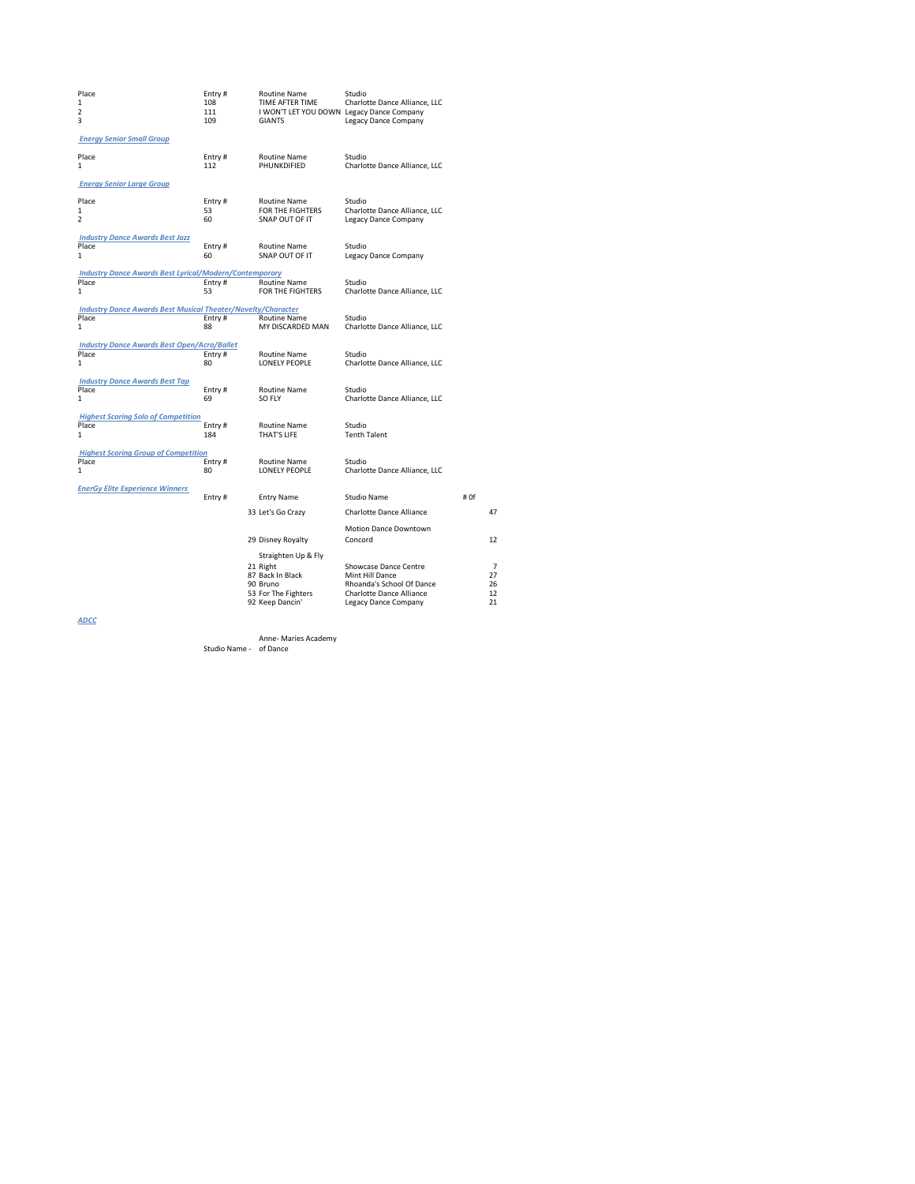| Place | Entry # | Routine Name | Studio |
|---|---|---|---|
| 1 | 108 | TIME AFTER TIME | Charlotte Dance Alliance, LLC |
| 2 | 111 | I WON'T LET YOU DOWN | Legacy Dance Company |
| 3 | 109 | GIANTS | Legacy Dance Company |

***Energy Senior Small Group***

| Place | Entry # | Routine Name | Studio |
|---|---|---|---|
| 1 | 112 | PHUNKDIFIED | Charlotte Dance Alliance, LLC |

***Energy Senior Large Group***

| Place | Entry # | Routine Name | Studio |
|---|---|---|---|
| 1 | 53 | FOR THE FIGHTERS | Charlotte Dance Alliance, LLC |
| 2 | 60 | SNAP OUT OF IT | Legacy Dance Company |

***Industry Dance Awards Best Jazz***

| Place | Entry # | Routine Name | Studio |
|---|---|---|---|
| 1 | 60 | SNAP OUT OF IT | Legacy Dance Company |

***Industry Dance Awards Best Lyrical/Modern/Contemporary***

| Place | Entry # | Routine Name | Studio |
|---|---|---|---|
| 1 | 53 | FOR THE FIGHTERS | Charlotte Dance Alliance, LLC |

***Industry Dance Awards Best Musical Theater/Novelty/Character***

| Place | Entry # | Routine Name | Studio |
|---|---|---|---|
| 1 | 88 | MY DISCARDED MAN | Charlotte Dance Alliance, LLC |

***Industry Dance Awards Best Open/Acro/Ballet***

| Place | Entry # | Routine Name | Studio |
|---|---|---|---|
| 1 | 80 | LONELY PEOPLE | Charlotte Dance Alliance, LLC |

***Industry Dance Awards Best Tap***

| Place | Entry # | Routine Name | Studio |
|---|---|---|---|
| 1 | 69 | SO FLY | Charlotte Dance Alliance, LLC |

***Highest Scoring Solo of Competition***

| Place | Entry # | Routine Name | Studio |
|---|---|---|---|
| 1 | 184 | THAT'S LIFE | Tenth Talent |

***Highest Scoring Group of Competition***

| Place | Entry # | Routine Name | Studio |
|---|---|---|---|
| 1 | 80 | LONELY PEOPLE | Charlotte Dance Alliance, LLC |

***EnerGy Elite Experience Winners***

| Entry # | Entry Name | Studio Name | # 0f |
|---|---|---|---|
| 33 | Let's Go Crazy | Charlotte Dance Alliance | 47 |
| 29 | Disney Royalty | Motion Dance Downtown Concord | 12 |
| 21 | Straighten Up & Fly Right | Showcase Dance Centre | 7 |
| 87 | Back In Black | Mint Hill Dance | 27 |
| 90 | Bruno | Rhoanda's School Of Dance | 26 |
| 53 | For The Fighters | Charlotte Dance Alliance | 12 |
| 92 | Keep Dancin' | Legacy Dance Company | 21 |

***ADCC***

Studio Name - Anne- Maries Academy of Dance